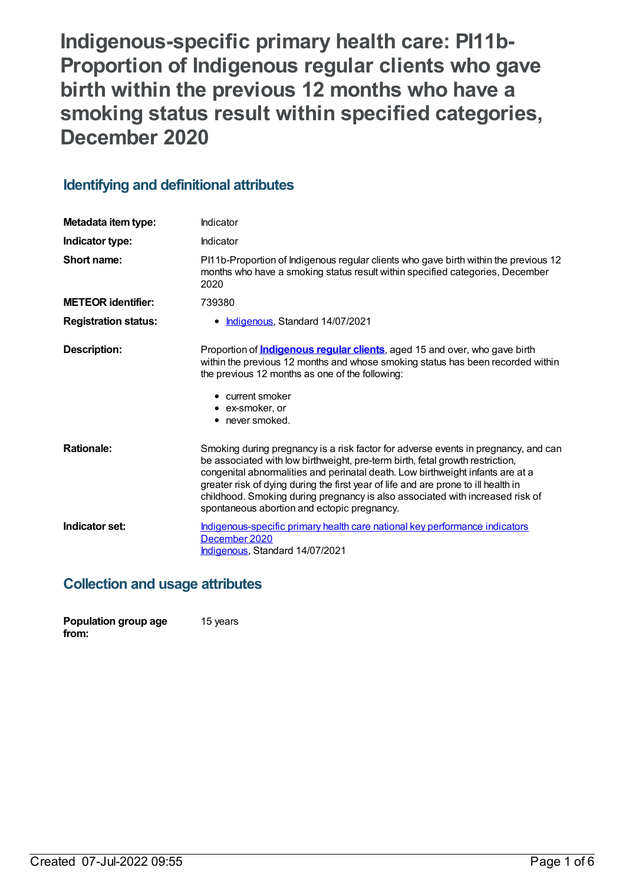# Indigenous-specific primary health care: PI11b-Proportion of Indigenous regular clients who gave birth within the previous 12 months who have a smoking status result within specified categories, December 2020

## Identifying and definitional attributes

| | |
|---|---|
| **Metadata item type:** | Indicator |
| **Indicator type:** | Indicator |
| **Short name:** | PI11b-Proportion of Indigenous regular clients who gave birth within the previous 12 months who have a smoking status result within specified categories, December 2020 |
| **METEOR identifier:** | 739380 |
| **Registration status:** | • Indigenous, Standard 14/07/2021 |
| **Description:** | Proportion of **Indigenous regular clients**, aged 15 and over, who gave birth within the previous 12 months and whose smoking status has been recorded within the previous 12 months as one of the following:<br>• current smoker<br>• ex-smoker, or<br>• never smoked. |
| **Rationale:** | Smoking during pregnancy is a risk factor for adverse events in pregnancy, and can be associated with low birthweight, pre-term birth, fetal growth restriction, congenital abnormalities and perinatal death. Low birthweight infants are at a greater risk of dying during the first year of life and are prone to ill health in childhood. Smoking during pregnancy is also associated with increased risk of spontaneous abortion and ectopic pregnancy. |
| **Indicator set:** | Indigenous-specific primary health care national key performance indicators December 2020<br>Indigenous, Standard 14/07/2021 |

## Collection and usage attributes

| | |
|---|---|
| **Population group age from:** | 15 years |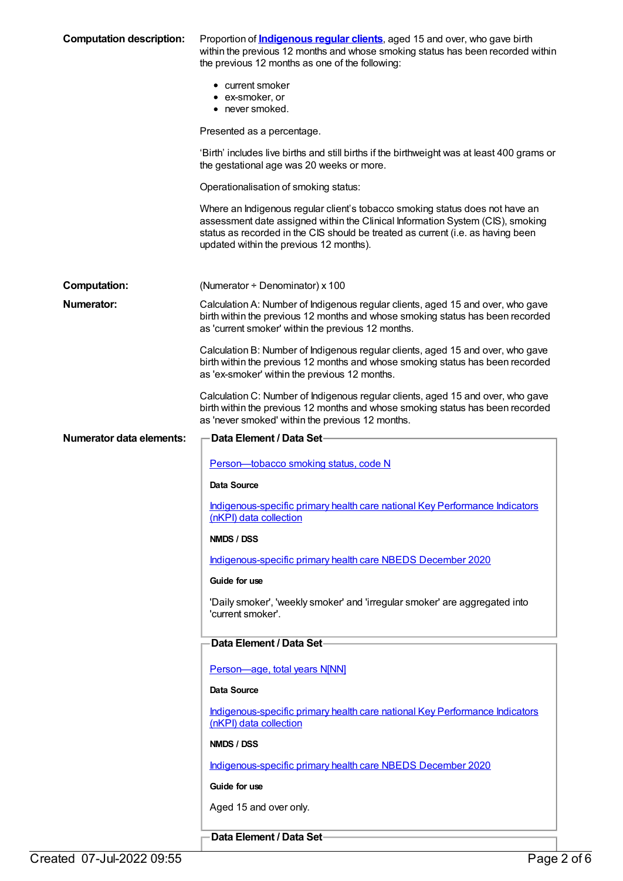**Computation description:**

Proportion of **Indigenous regular clients**, aged 15 and over, who gave birth within the previous 12 months and whose smoking status has been recorded within the previous 12 months as one of the following:

- current smoker
- ex-smoker, or
- never smoked.

Presented as a percentage.

'Birth' includes live births and still births if the birthweight was at least 400 grams or the gestational age was 20 weeks or more.

Operationalisation of smoking status:

Where an Indigenous regular client's tobacco smoking status does not have an assessment date assigned within the Clinical Information System (CIS), smoking status as recorded in the CIS should be treated as current (i.e. as having been updated within the previous 12 months).

**Computation:**

(Numerator ÷ Denominator) x 100

**Numerator:**

Calculation A: Number of Indigenous regular clients, aged 15 and over, who gave birth within the previous 12 months and whose smoking status has been recorded as 'current smoker' within the previous 12 months.

Calculation B: Number of Indigenous regular clients, aged 15 and over, who gave birth within the previous 12 months and whose smoking status has been recorded as 'ex-smoker' within the previous 12 months.

Calculation C: Number of Indigenous regular clients, aged 15 and over, who gave birth within the previous 12 months and whose smoking status has been recorded as 'never smoked' within the previous 12 months.

**Numerator data elements:**

**Data Element / Data Set**

Person—tobacco smoking status, code N

**Data Source**

Indigenous-specific primary health care national Key Performance Indicators (nKPI) data collection

**NMDS / DSS**

Indigenous-specific primary health care NBEDS December 2020

**Guide for use**

'Daily smoker', 'weekly smoker' and 'irregular smoker' are aggregated into 'current smoker'.

**Data Element / Data Set**

Person—age, total years N[NN]

**Data Source**

Indigenous-specific primary health care national Key Performance Indicators (nKPI) data collection

**NMDS / DSS**

Indigenous-specific primary health care NBEDS December 2020

**Guide for use**

Aged 15 and over only.

**Data Element / Data Set**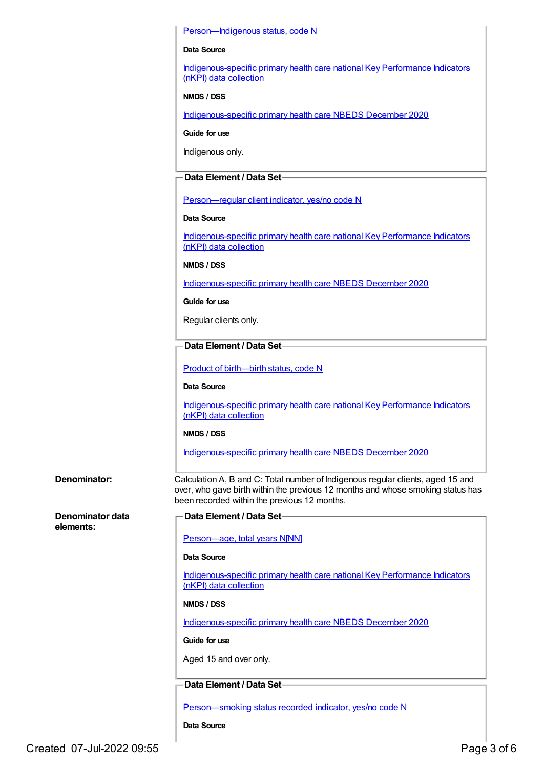[Person—Indigenous status, code N](#)

**Data Source**

[Indigenous-specific primary health care national Key Performance Indicators (nKPI) data collection](#)

**NMDS / DSS**

[Indigenous-specific primary health care NBEDS December 2020](#)

**Guide for use**

Indigenous only.

**Data Element / Data Set**

[Person—regular client indicator, yes/no code N](#)

**Data Source**

[Indigenous-specific primary health care national Key Performance Indicators (nKPI) data collection](#)

**NMDS / DSS**

[Indigenous-specific primary health care NBEDS December 2020](#)

**Guide for use**

Regular clients only.

**Data Element / Data Set**

[Product of birth—birth status, code N](#)

**Data Source**

[Indigenous-specific primary health care national Key Performance Indicators (nKPI) data collection](#)

**NMDS / DSS**

[Indigenous-specific primary health care NBEDS December 2020](#)

**Denominator:**

Calculation A, B and C: Total number of Indigenous regular clients, aged 15 and over, who gave birth within the previous 12 months and whose smoking status has been recorded within the previous 12 months.

**Denominator data elements:**

**Data Element / Data Set**

[Person—age, total years N[NN]](#)

**Data Source**

[Indigenous-specific primary health care national Key Performance Indicators (nKPI) data collection](#)

**NMDS / DSS**

[Indigenous-specific primary health care NBEDS December 2020](#)

**Guide for use**

Aged 15 and over only.

**Data Element / Data Set**

[Person—smoking status recorded indicator, yes/no code N](#)

**Data Source**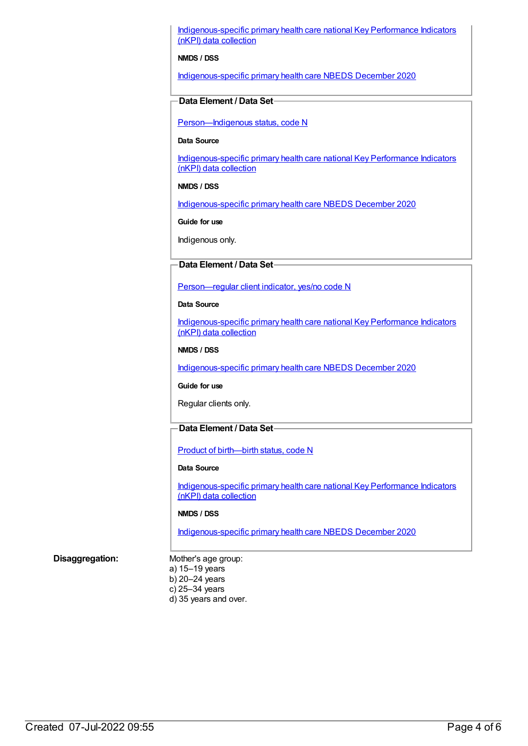Indigenous-specific primary health care national Key Performance Indicators (nKPI) data collection

**NMDS / DSS**

Indigenous-specific primary health care NBEDS December 2020

**Data Element / Data Set**

Person—Indigenous status, code N

**Data Source**

Indigenous-specific primary health care national Key Performance Indicators (nKPI) data collection

**NMDS / DSS**

Indigenous-specific primary health care NBEDS December 2020

**Guide for use**

Indigenous only.

**Data Element / Data Set**

Person—regular client indicator, yes/no code N

**Data Source**

Indigenous-specific primary health care national Key Performance Indicators (nKPI) data collection

**NMDS / DSS**

Indigenous-specific primary health care NBEDS December 2020

**Guide for use**

Regular clients only.

**Data Element / Data Set**

Product of birth—birth status, code N

**Data Source**

Indigenous-specific primary health care national Key Performance Indicators (nKPI) data collection

**NMDS / DSS**

Indigenous-specific primary health care NBEDS December 2020

**Disaggregation:**

Mother's age group:
a) 15–19 years
b) 20–24 years
c) 25–34 years
d) 35 years and over.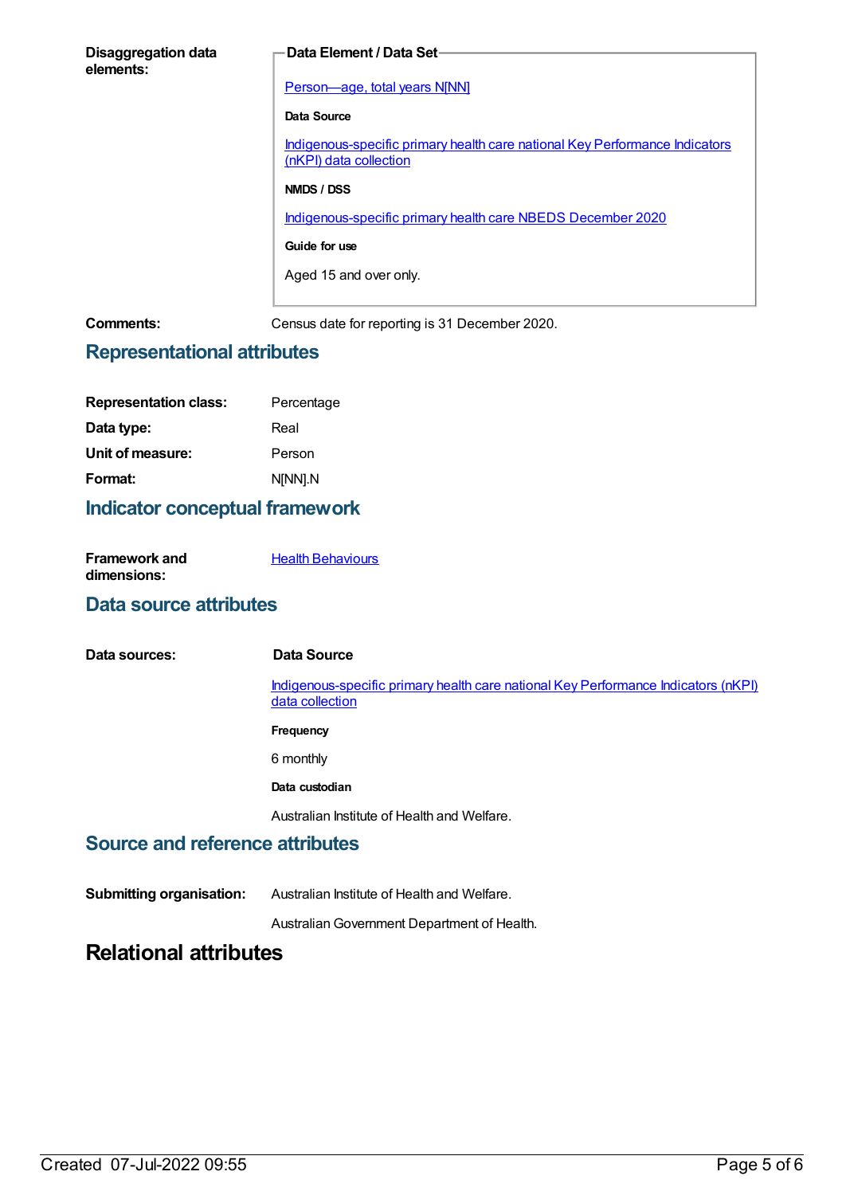**Disaggregation data elements:**

**Data Element / Data Set**

Person—age, total years N[NN]

**Data Source**

Indigenous-specific primary health care national Key Performance Indicators (nKPI) data collection

**NMDS / DSS**

Indigenous-specific primary health care NBEDS December 2020

**Guide for use**

Aged 15 and over only.

**Comments:** Census date for reporting is 31 December 2020.

## Representational attributes

| | |
|---|---|
| **Representation class:** | Percentage |
| **Data type:** | Real |
| **Unit of measure:** | Person |
| **Format:** | N[NN].N |

## Indicator conceptual framework

**Framework and dimensions:** Health Behaviours

## Data source attributes

**Data sources:**

**Data Source**

Indigenous-specific primary health care national Key Performance Indicators (nKPI) data collection

**Frequency**

6 monthly

**Data custodian**

Australian Institute of Health and Welfare.

## Source and reference attributes

**Submitting organisation:** Australian Institute of Health and Welfare.

Australian Government Department of Health.

# Relational attributes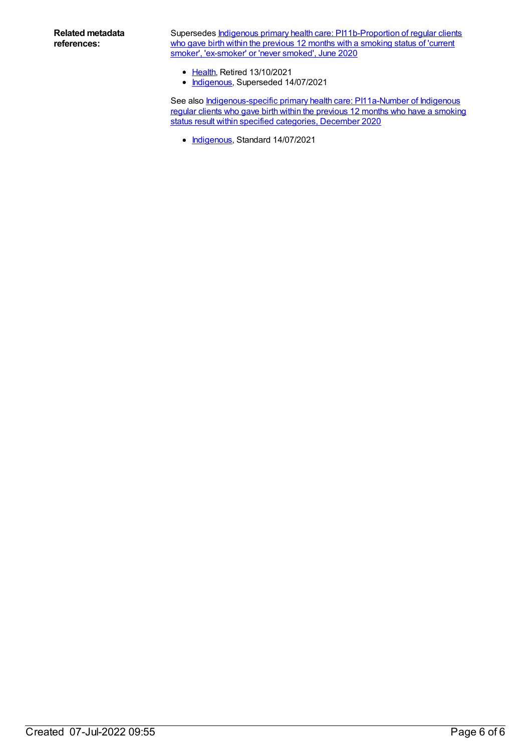**Related metadata references:**

Supersedes Indigenous primary health care: PI11b-Proportion of regular clients who gave birth within the previous 12 months with a smoking status of 'current smoker', 'ex-smoker' or 'never smoked', June 2020

- Health, Retired 13/10/2021
- Indigenous, Superseded 14/07/2021

See also Indigenous-specific primary health care: PI11a-Number of Indigenous regular clients who gave birth within the previous 12 months who have a smoking status result within specified categories, December 2020

- Indigenous, Standard 14/07/2021